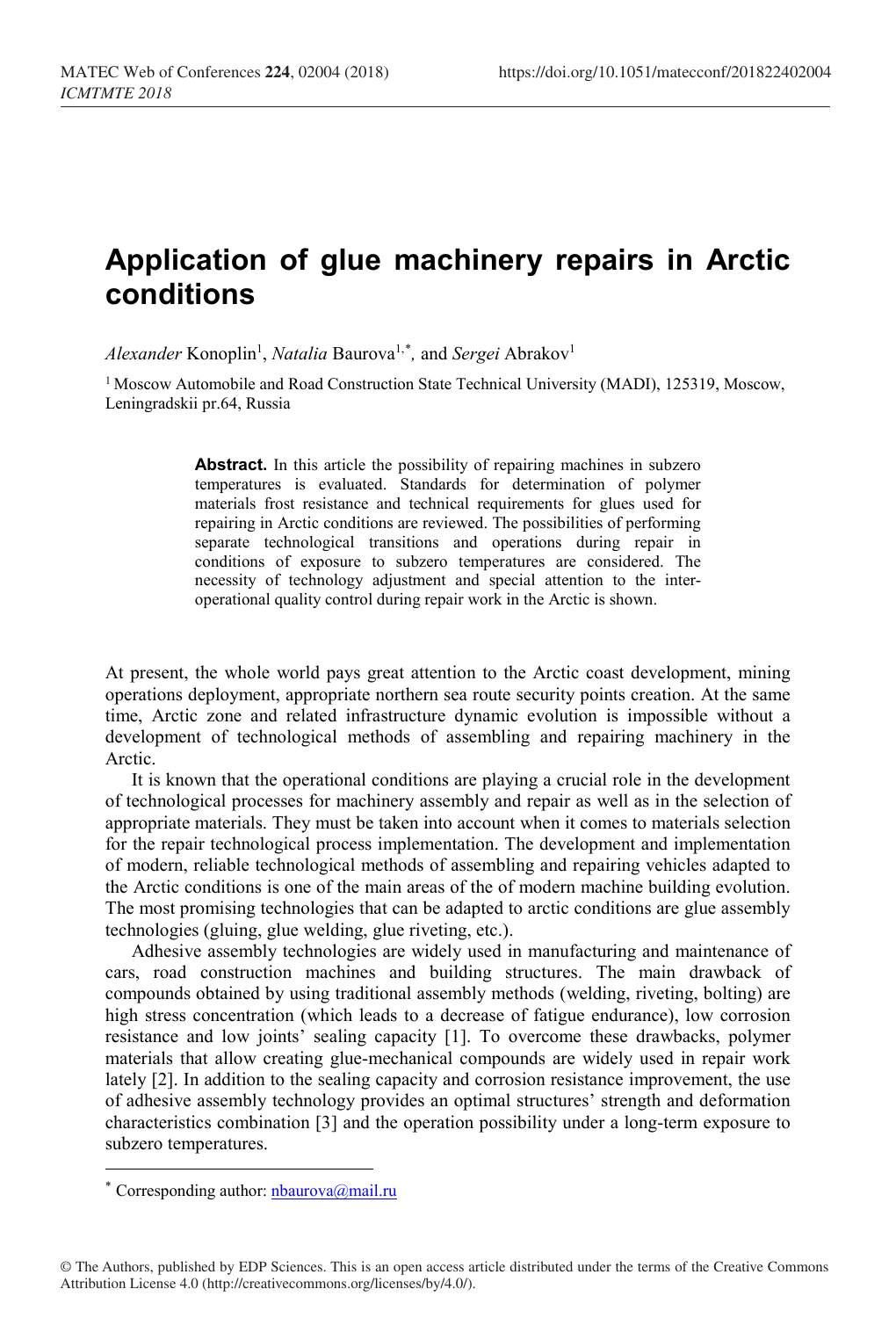# Application of glue machinery repairs in Arctic conditions

*Alexander* Konoplin[1], *Natalia* Baurova[1,*], and *Sergei* Abrakov[1]

[1] Moscow Automobile and Road Construction State Technical University (MADI), 125319, Moscow, Leningradskii pr.64, Russia

**Abstract.** In this article the possibility of repairing machines in subzero temperatures is evaluated. Standards for determination of polymer materials frost resistance and technical requirements for glues used for repairing in Arctic conditions are reviewed. The possibilities of performing separate technological transitions and operations during repair in conditions of exposure to subzero temperatures are considered. The necessity of technology adjustment and special attention to the inter-operational quality control during repair work in the Arctic is shown.

At present, the whole world pays great attention to the Arctic coast development, mining operations deployment, appropriate northern sea route security points creation. At the same time, Arctic zone and related infrastructure dynamic evolution is impossible without a development of technological methods of assembling and repairing machinery in the Arctic.

It is known that the operational conditions are playing a crucial role in the development of technological processes for machinery assembly and repair as well as in the selection of appropriate materials. They must be taken into account when it comes to materials selection for the repair technological process implementation. The development and implementation of modern, reliable technological methods of assembling and repairing vehicles adapted to the Arctic conditions is one of the main areas of the of modern machine building evolution. The most promising technologies that can be adapted to arctic conditions are glue assembly technologies (gluing, glue welding, glue riveting, etc.).

Adhesive assembly technologies are widely used in manufacturing and maintenance of cars, road construction machines and building structures. The main drawback of compounds obtained by using traditional assembly methods (welding, riveting, bolting) are high stress concentration (which leads to a decrease of fatigue endurance), low corrosion resistance and low joints' sealing capacity [1]. To overcome these drawbacks, polymer materials that allow creating glue-mechanical compounds are widely used in repair work lately [2]. In addition to the sealing capacity and corrosion resistance improvement, the use of adhesive assembly technology provides an optimal structures' strength and deformation characteristics combination [3] and the operation possibility under a long-term exposure to subzero temperatures.

* Corresponding author: nbaurova@mail.ru

© The Authors, published by EDP Sciences. This is an open access article distributed under the terms of the Creative Commons Attribution License 4.0 (http://creativecommons.org/licenses/by/4.0/).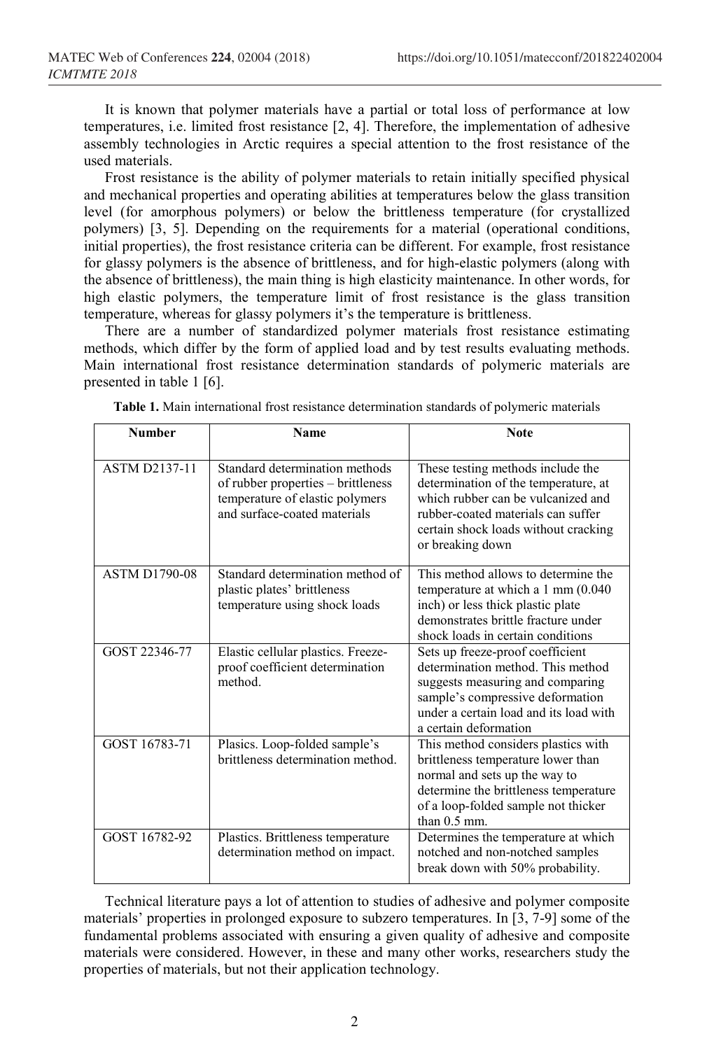It is known that polymer materials have a partial or total loss of performance at low temperatures, i.e. limited frost resistance [2, 4]. Therefore, the implementation of adhesive assembly technologies in Arctic requires a special attention to the frost resistance of the used materials.

Frost resistance is the ability of polymer materials to retain initially specified physical and mechanical properties and operating abilities at temperatures below the glass transition level (for amorphous polymers) or below the brittleness temperature (for crystallized polymers) [3, 5]. Depending on the requirements for a material (operational conditions, initial properties), the frost resistance criteria can be different. For example, frost resistance for glassy polymers is the absence of brittleness, and for high-elastic polymers (along with the absence of brittleness), the main thing is high elasticity maintenance. In other words, for high elastic polymers, the temperature limit of frost resistance is the glass transition temperature, whereas for glassy polymers it's the temperature is brittleness.

There are a number of standardized polymer materials frost resistance estimating methods, which differ by the form of applied load and by test results evaluating methods. Main international frost resistance determination standards of polymeric materials are presented in table 1 [6].

**Table 1.** Main international frost resistance determination standards of polymeric materials

| Number | Name | Note |
|---|---|---|
| ASTM D2137-11 | Standard determination methods of rubber properties – brittleness temperature of elastic polymers and surface-coated materials | These testing methods include the determination of the temperature, at which rubber can be vulcanized and rubber-coated materials can suffer certain shock loads without cracking or breaking down |
| ASTM D1790-08 | Standard determination method of plastic plates' brittleness temperature using shock loads | This method allows to determine the temperature at which a 1 mm (0.040 inch) or less thick plastic plate demonstrates brittle fracture under shock loads in certain conditions |
| GOST 22346-77 | Elastic cellular plastics. Freeze-proof coefficient determination method. | Sets up freeze-proof coefficient determination method. This method suggests measuring and comparing sample's compressive deformation under a certain load and its load with a certain deformation |
| GOST 16783-71 | Plasics. Loop-folded sample's brittleness determination method. | This method considers plastics with brittleness temperature lower than normal and sets up the way to determine the brittleness temperature of a loop-folded sample not thicker than 0.5 mm. |
| GOST 16782-92 | Plastics. Brittleness temperature determination method on impact. | Determines the temperature at which notched and non-notched samples break down with 50% probability. |

Technical literature pays a lot of attention to studies of adhesive and polymer composite materials' properties in prolonged exposure to subzero temperatures. In [3, 7-9] some of the fundamental problems associated with ensuring a given quality of adhesive and composite materials were considered. However, in these and many other works, researchers study the properties of materials, but not their application technology.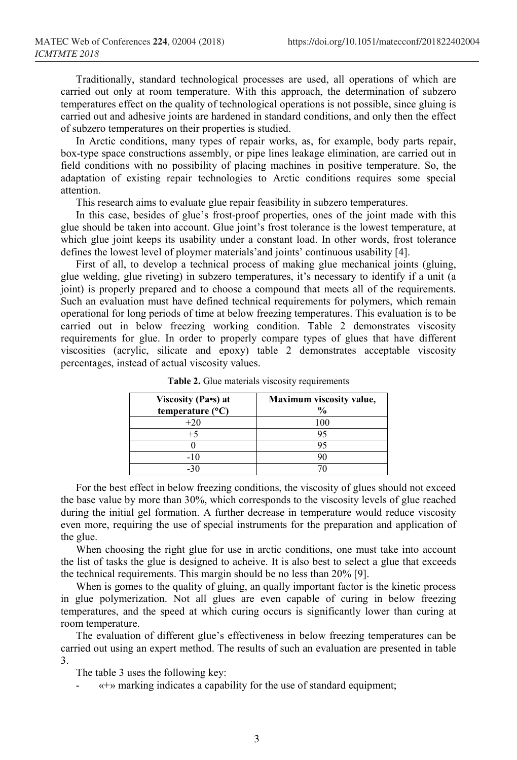Traditionally, standard technological processes are used, all operations of which are carried out only at room temperature. With this approach, the determination of subzero temperatures effect on the quality of technological operations is not possible, since gluing is carried out and adhesive joints are hardened in standard conditions, and only then the effect of subzero temperatures on their properties is studied.

In Arctic conditions, many types of repair works, as, for example, body parts repair, box-type space constructions assembly, or pipe lines leakage elimination, are carried out in field conditions with no possibility of placing machines in positive temperature. So, the adaptation of existing repair technologies to Arctic conditions requires some special attention.

This research aims to evaluate glue repair feasibility in subzero temperatures.

In this case, besides of glue's frost-proof properties, ones of the joint made with this glue should be taken into account. Glue joint's frost tolerance is the lowest temperature, at which glue joint keeps its usability under a constant load. In other words, frost tolerance defines the lowest level of ploymer materials'and joints' continuous usability [4].

First of all, to develop a technical process of making glue mechanical joints (gluing, glue welding, glue riveting) in subzero temperatures, it's necessary to identify if a unit (a joint) is properly prepared and to choose a compound that meets all of the requirements. Such an evaluation must have defined technical requirements for polymers, which remain operational for long periods of time at below freezing temperatures. This evaluation is to be carried out in below freezing working condition. Table 2 demonstrates viscosity requirements for glue. In order to properly compare types of glues that have different viscosities (acrylic, silicate and epoxy) table 2 demonstrates acceptable viscosity percentages, instead of actual viscosity values.

**Table 2.** Glue materials viscosity requirements

| Viscosity (Pa•s) at temperature (°C) | Maximum viscosity value, % |
|---|---|
| +20 | 100 |
| +5 | 95 |
| 0 | 95 |
| -10 | 90 |
| -30 | 70 |

For the best effect in below freezing conditions, the viscosity of glues should not exceed the base value by more than 30%, which corresponds to the viscosity levels of glue reached during the initial gel formation. A further decrease in temperature would reduce viscosity even more, requiring the use of special instruments for the preparation and application of the glue.

When choosing the right glue for use in arctic conditions, one must take into account the list of tasks the glue is designed to acheive. It is also best to select a glue that exceeds the technical requirements. This margin should be no less than 20% [9].

When is gomes to the quality of gluing, an qually important factor is the kinetic process in glue polymerization. Not all glues are even capable of curing in below freezing temperatures, and the speed at which curing occurs is significantly lower than curing at room temperature.

The evaluation of different glue's effectiveness in below freezing temperatures can be carried out using an expert method. The results of such an evaluation are presented in table 3.

The table 3 uses the following key:

- «+» marking indicates a capability for the use of standard equipment;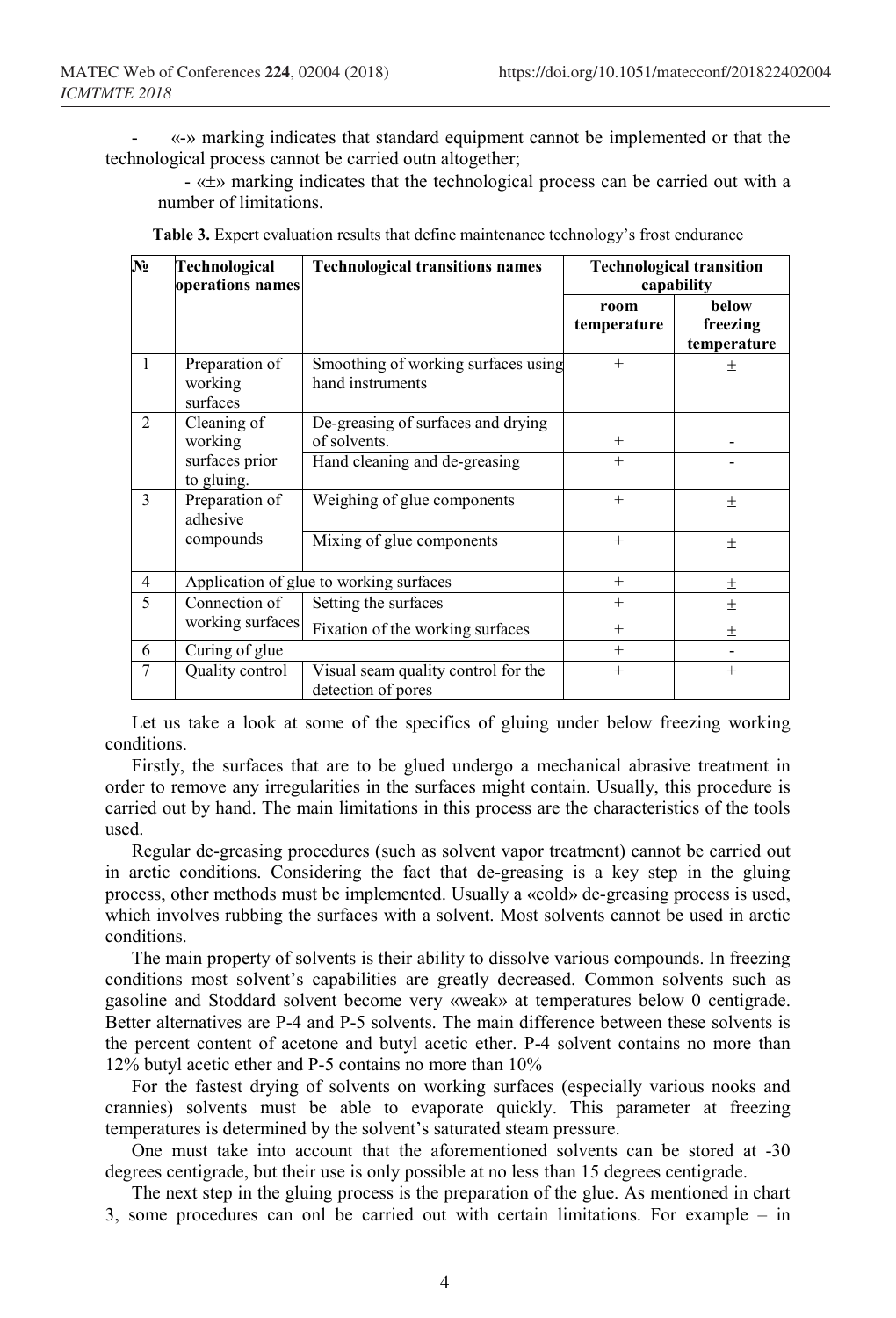- «-» marking indicates that standard equipment cannot be implemented or that the technological process cannot be carried outn altogether;

- «±» marking indicates that the technological process can be carried out with a number of limitations.

**Table 3.** Expert evaluation results that define maintenance technology's frost endurance

| № | Technological operations names | Technological transitions names | Technological transition capability | |
|---|---|---|---|---|
| | | | room temperature | below freezing temperature |
| 1 | Preparation of working surfaces | Smoothing of working surfaces using hand instruments | + | ± |
| 2 | Cleaning of working surfaces prior to gluing. | De-greasing of surfaces and drying of solvents. | + | - |
| | | Hand cleaning and de-greasing | + | - |
| 3 | Preparation of adhesive compounds | Weighing of glue components | + | ± |
| | | Mixing of glue components | + | ± |
| 4 | Application of glue to working surfaces | | + | ± |
| 5 | Connection of working surfaces | Setting the surfaces | + | ± |
| | | Fixation of the working surfaces | + | ± |
| 6 | Curing of glue | | + | - |
| 7 | Quality control | Visual seam quality control for the detection of pores | + | + |

Let us take a look at some of the specifics of gluing under below freezing working conditions.

Firstly, the surfaces that are to be glued undergo a mechanical abrasive treatment in order to remove any irregularities in the surfaces might contain. Usually, this procedure is carried out by hand. The main limitations in this process are the characteristics of the tools used.

Regular de-greasing procedures (such as solvent vapor treatment) cannot be carried out in arctic conditions. Considering the fact that de-greasing is a key step in the gluing process, other methods must be implemented. Usually a «cold» de-greasing process is used, which involves rubbing the surfaces with a solvent. Most solvents cannot be used in arctic conditions.

The main property of solvents is their ability to dissolve various compounds. In freezing conditions most solvent's capabilities are greatly decreased. Common solvents such as gasoline and Stoddard solvent become very «weak» at temperatures below 0 centigrade. Better alternatives are P-4 and P-5 solvents. The main difference between these solvents is the percent content of acetone and butyl acetic ether. P-4 solvent contains no more than 12% butyl acetic ether and P-5 contains no more than 10%

For the fastest drying of solvents on working surfaces (especially various nooks and crannies) solvents must be able to evaporate quickly. This parameter at freezing temperatures is determined by the solvent's saturated steam pressure.

One must take into account that the aforementioned solvents can be stored at -30 degrees centigrade, but their use is only possible at no less than 15 degrees centigrade.

The next step in the gluing process is the preparation of the glue. As mentioned in chart 3, some procedures can onl be carried out with certain limitations. For example – in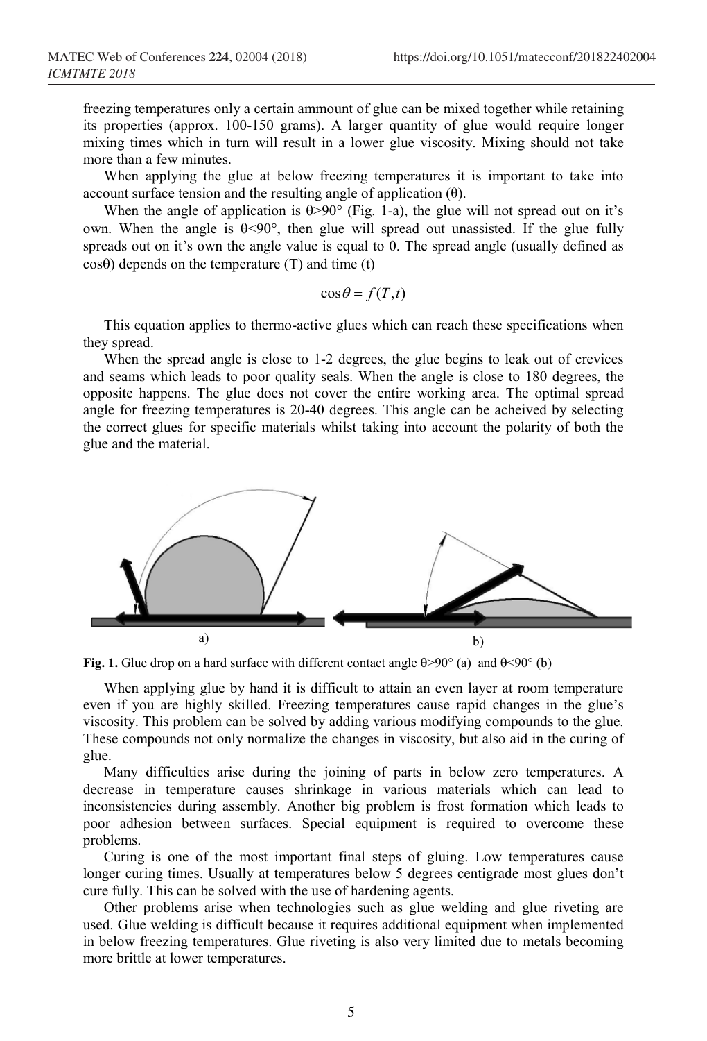freezing temperatures only a certain ammount of glue can be mixed together while retaining its properties (approx. 100-150 grams). A larger quantity of glue would require longer mixing times which in turn will result in a lower glue viscosity. Mixing should not take more than a few minutes.

When applying the glue at below freezing temperatures it is important to take into account surface tension and the resulting angle of application (θ).

When the angle of application is θ>90° (Fig. 1-a), the glue will not spread out on it's own. When the angle is θ<90°, then glue will spread out unassisted. If the glue fully spreads out on it's own the angle value is equal to 0. The spread angle (usually defined as cosθ) depends on the temperature (T) and time (t)

$$\cos\theta = f(T,t)$$

This equation applies to thermo-active glues which can reach these specifications when they spread.

When the spread angle is close to 1-2 degrees, the glue begins to leak out of crevices and seams which leads to poor quality seals. When the angle is close to 180 degrees, the opposite happens. The glue does not cover the entire working area. The optimal spread angle for freezing temperatures is 20-40 degrees. This angle can be acheived by selecting the correct glues for specific materials whilst taking into account the polarity of both the glue and the material.

**Fig. 1.** Glue drop on a hard surface with different contact angle θ>90° (a) and θ<90° (b)

When applying glue by hand it is difficult to attain an even layer at room temperature even if you are highly skilled. Freezing temperatures cause rapid changes in the glue's viscosity. This problem can be solved by adding various modifying compounds to the glue. These compounds not only normalize the changes in viscosity, but also aid in the curing of glue.

Many difficulties arise during the joining of parts in below zero temperatures. A decrease in temperature causes shrinkage in various materials which can lead to inconsistencies during assembly. Another big problem is frost formation which leads to poor adhesion between surfaces. Special equipment is required to overcome these problems.

Curing is one of the most important final steps of gluing. Low temperatures cause longer curing times. Usually at temperatures below 5 degrees centigrade most glues don't cure fully. This can be solved with the use of hardening agents.

Other problems arise when technologies such as glue welding and glue riveting are used. Glue welding is difficult because it requires additional equipment when implemented in below freezing temperatures. Glue riveting is also very limited due to metals becoming more brittle at lower temperatures.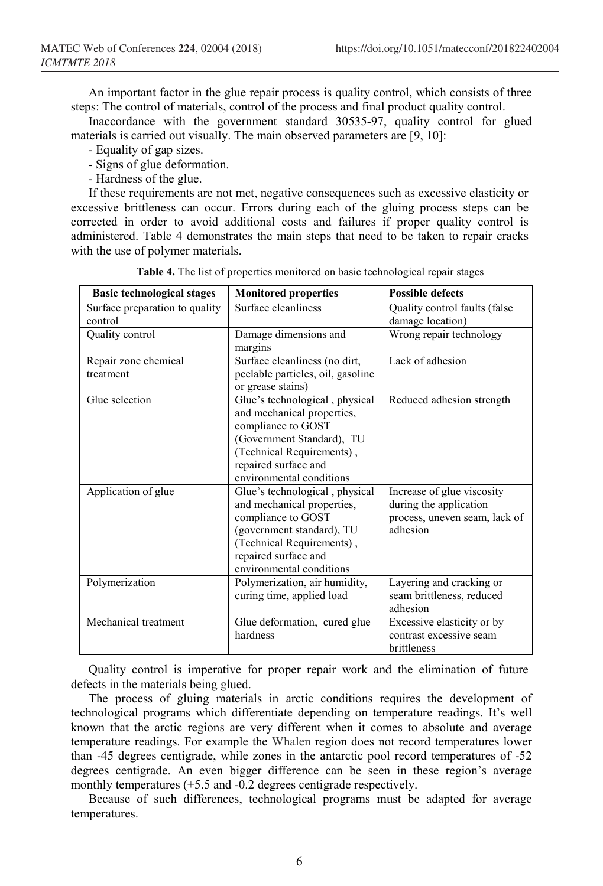An important factor in the glue repair process is quality control, which consists of three steps: The control of materials, control of the process and final product quality control.

Inaccordance with the government standard 30535-97, quality control for glued materials is carried out visually. The main observed parameters are [9, 10]:

- Equality of gap sizes.
- Signs of glue deformation.
- Hardness of the glue.

If these requirements are not met, negative consequences such as excessive elasticity or excessive brittleness can occur. Errors during each of the gluing process steps can be corrected in order to avoid additional costs and failures if proper quality control is administered. Table 4 demonstrates the main steps that need to be taken to repair cracks with the use of polymer materials.

**Table 4.** The list of properties monitored on basic technological repair stages

| Basic technological stages | Monitored properties | Possible defects |
| --- | --- | --- |
| Surface preparation to quality control | Surface cleanliness | Quality control faults (false damage location) |
| Quality control | Damage dimensions and margins | Wrong repair technology |
| Repair zone chemical treatment | Surface cleanliness (no dirt, peelable particles, oil, gasoline or grease stains) | Lack of adhesion |
| Glue selection | Glue's technological , physical and mechanical properties, compliance to GOST (Government Standard), TU (Technical Requirements) , repaired surface and environmental conditions | Reduced adhesion strength |
| Application of glue | Glue's technological , physical and mechanical properties, compliance to GOST (government standard), TU (Technical Requirements) , repaired surface and environmental conditions | Increase of glue viscosity during the application process, uneven seam, lack of adhesion |
| Polymerization | Polymerization, air humidity, curing time, applied load | Layering and cracking or seam brittleness, reduced adhesion |
| Mechanical treatment | Glue deformation, cured glue hardness | Excessive elasticity or by contrast excessive seam brittleness |

Quality control is imperative for proper repair work and the elimination of future defects in the materials being glued.

The process of gluing materials in arctic conditions requires the development of technological programs which differentiate depending on temperature readings. It's well known that the arctic regions are very different when it comes to absolute and average temperature readings. For example the Whalen region does not record temperatures lower than -45 degrees centigrade, while zones in the antarctic pool record temperatures of -52 degrees centigrade. An even bigger difference can be seen in these region's average monthly temperatures (+5.5 and -0.2 degrees centigrade respectively.

Because of such differences, technological programs must be adapted for average temperatures.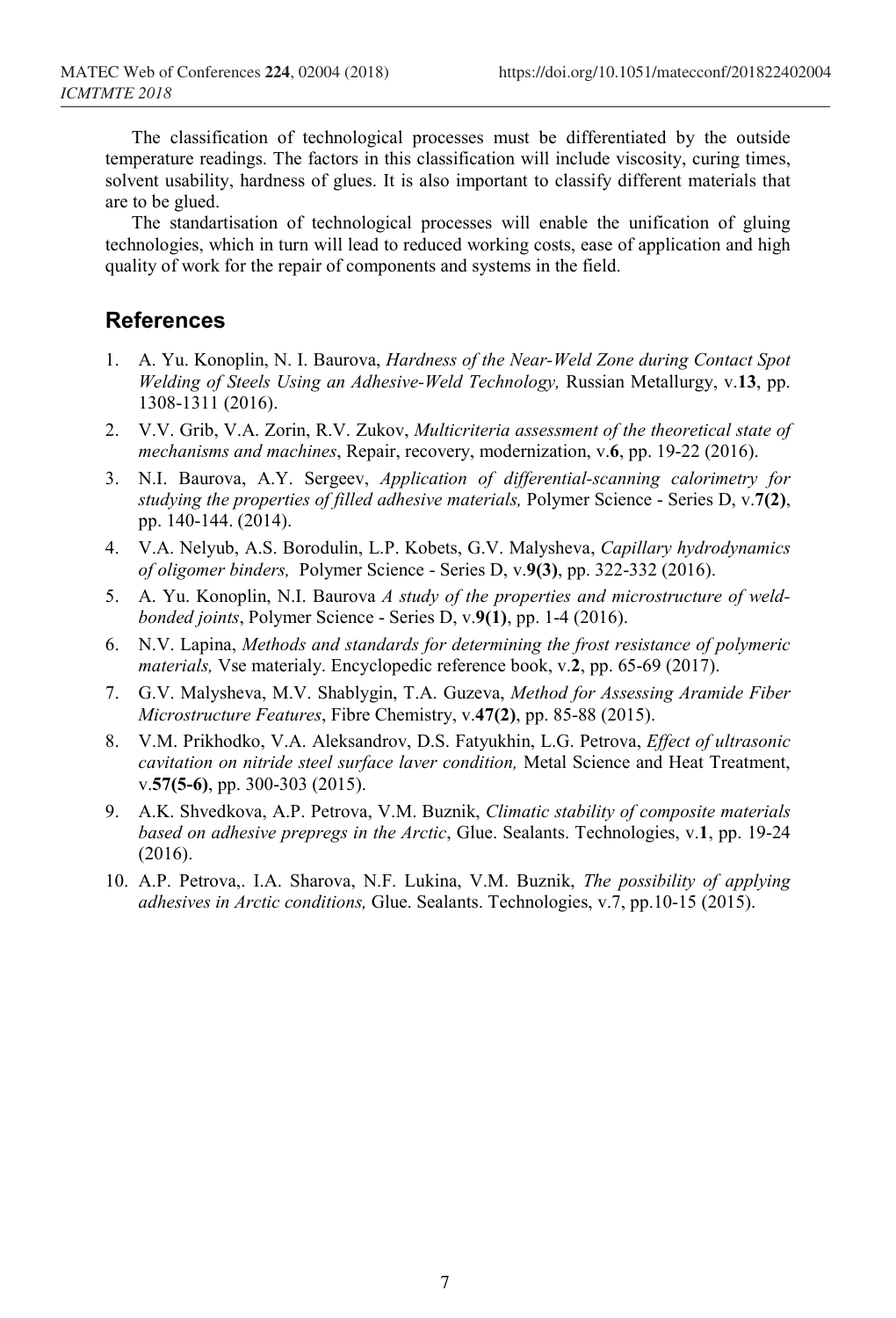The classification of technological processes must be differentiated by the outside temperature readings. The factors in this classification will include viscosity, curing times, solvent usability, hardness of glues. It is also important to classify different materials that are to be glued.

The standartisation of technological processes will enable the unification of gluing technologies, which in turn will lead to reduced working costs, ease of application and high quality of work for the repair of components and systems in the field.

## References

1. A. Yu. Konoplin, N. I. Baurova, *Hardness of the Near-Weld Zone during Contact Spot Welding of Steels Using an Adhesive-Weld Technology,* Russian Metallurgy, v.**13**, pp. 1308-1311 (2016).
2. V.V. Grib, V.A. Zorin, R.V. Zukov, *Multicriteria assessment of the theoretical state of mechanisms and machines*, Repair, recovery, modernization, v.**6**, pp. 19-22 (2016).
3. N.I. Baurova, A.Y. Sergeev, *Application of differential-scanning calorimetry for studying the properties of filled adhesive materials,* Polymer Science - Series D, v.**7(2)**, pp. 140-144. (2014).
4. V.A. Nelyub, A.S. Borodulin, L.P. Kobets, G.V. Malysheva, *Capillary hydrodynamics of oligomer binders,* Polymer Science - Series D, v.**9(3)**, pp. 322-332 (2016).
5. A. Yu. Konoplin, N.I. Baurova *A study of the properties and microstructure of weld-bonded joints*, Polymer Science - Series D, v.**9(1)**, pp. 1-4 (2016).
6. N.V. Lapina, *Methods and standards for determining the frost resistance of polymeric materials,* Vse materialy. Encyclopedic reference book, v.**2**, pp. 65-69 (2017).
7. G.V. Malysheva, M.V. Shablygin, T.A. Guzeva, *Method for Assessing Aramide Fiber Microstructure Features*, Fibre Chemistry, v.**47(2)**, pp. 85-88 (2015).
8. V.M. Prikhodko, V.A. Aleksandrov, D.S. Fatyukhin, L.G. Petrova, *Effect of ultrasonic cavitation on nitride steel surface laver condition,* Metal Science and Heat Treatment, v.**57(5-6)**, pp. 300-303 (2015).
9. A.K. Shvedkova, A.P. Petrova, V.M. Buznik, *Climatic stability of composite materials based on adhesive prepregs in the Arctic*, Glue. Sealants. Technologies, v.**1**, pp. 19-24 (2016).
10. A.P. Petrova,. I.A. Sharova, N.F. Lukina, V.M. Buznik, *The possibility of applying adhesives in Arctic conditions,* Glue. Sealants. Technologies, v.7, pp.10-15 (2015).